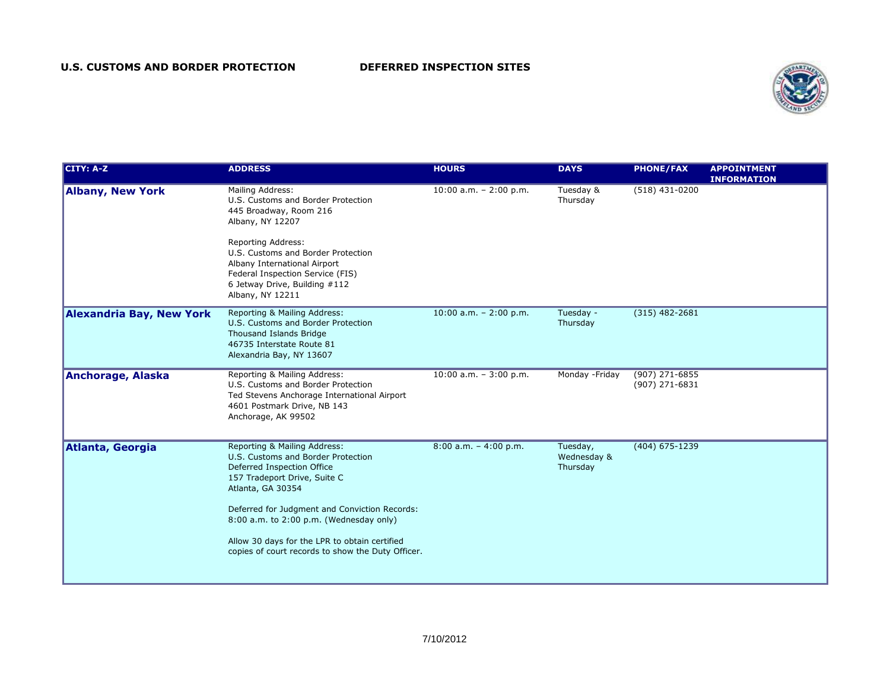**U.S. CUSTOMS AND BORDER PROTECTION** **DEFERRED INSPECTION SITES**

| CITY: A-Z | ADDRESS | HOURS | DAYS | PHONE/FAX | APPOINTMENT INFORMATION |
|---|---|---|---|---|---|
| **Albany, New York** | Mailing Address:<br>U.S. Customs and Border Protection<br>445 Broadway, Room 216<br>Albany, NY 12207<br><br>Reporting Address:<br>U.S. Customs and Border Protection<br>Albany International Airport<br>Federal Inspection Service (FIS)<br>6 Jetway Drive, Building #112<br>Albany, NY 12211 | 10:00 a.m. – 2:00 p.m. | Tuesday & Thursday | (518) 431-0200 | |
| **Alexandria Bay, New York** | Reporting & Mailing Address:<br>U.S. Customs and Border Protection<br>Thousand Islands Bridge<br>46735 Interstate Route 81<br>Alexandria Bay, NY 13607 | 10:00 a.m. – 2:00 p.m. | Tuesday - Thursday | (315) 482-2681 | |
| **Anchorage, Alaska** | Reporting & Mailing Address:<br>U.S. Customs and Border Protection<br>Ted Stevens Anchorage International Airport<br>4601 Postmark Drive, NB 143<br>Anchorage, AK 99502 | 10:00 a.m. – 3:00 p.m. | Monday -Friday | (907) 271-6855<br>(907) 271-6831 | |
| **Atlanta, Georgia** | Reporting & Mailing Address:<br>U.S. Customs and Border Protection<br>Deferred Inspection Office<br>157 Tradeport Drive, Suite C<br>Atlanta, GA 30354<br><br>Deferred for Judgment and Conviction Records:<br>8:00 a.m. to 2:00 p.m. (Wednesday only)<br><br>Allow 30 days for the LPR to obtain certified copies of court records to show the Duty Officer. | 8:00 a.m. – 4:00 p.m. | Tuesday, Wednesday & Thursday | (404) 675-1239 | |

7/10/2012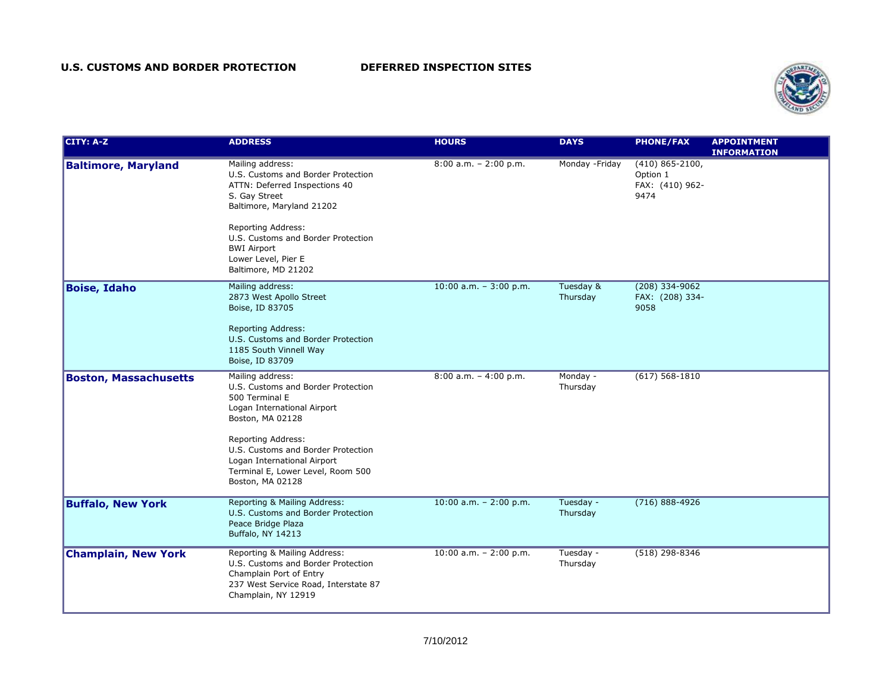**U.S. CUSTOMS AND BORDER PROTECTION** **DEFERRED INSPECTION SITES**

| CITY: A-Z | ADDRESS | HOURS | DAYS | PHONE/FAX | APPOINTMENT INFORMATION |
|---|---|---|---|---|---|
| **Baltimore, Maryland** | Mailing address:<br>U.S. Customs and Border Protection<br>ATTN: Deferred Inspections 40<br>S. Gay Street<br>Baltimore, Maryland 21202<br><br>Reporting Address:<br>U.S. Customs and Border Protection<br>BWI Airport<br>Lower Level, Pier E<br>Baltimore, MD 21202 | 8:00 a.m. – 2:00 p.m. | Monday -Friday | (410) 865-2100, Option 1<br>FAX: (410) 962-9474 | |
| **Boise, Idaho** | Mailing address:<br>2873 West Apollo Street<br>Boise, ID 83705<br><br>Reporting Address:<br>U.S. Customs and Border Protection<br>1185 South Vinnell Way<br>Boise, ID 83709 | 10:00 a.m. – 3:00 p.m. | Tuesday & Thursday | (208) 334-9062<br>FAX: (208) 334-9058 | |
| **Boston, Massachusetts** | Mailing address:<br>U.S. Customs and Border Protection<br>500 Terminal E<br>Logan International Airport<br>Boston, MA 02128<br><br>Reporting Address:<br>U.S. Customs and Border Protection<br>Logan International Airport<br>Terminal E, Lower Level, Room 500<br>Boston, MA 02128 | 8:00 a.m. – 4:00 p.m. | Monday - Thursday | (617) 568-1810 | |
| **Buffalo, New York** | Reporting & Mailing Address:<br>U.S. Customs and Border Protection<br>Peace Bridge Plaza<br>Buffalo, NY 14213 | 10:00 a.m. – 2:00 p.m. | Tuesday - Thursday | (716) 888-4926 | |
| **Champlain, New York** | Reporting & Mailing Address:<br>U.S. Customs and Border Protection<br>Champlain Port of Entry<br>237 West Service Road, Interstate 87<br>Champlain, NY 12919 | 10:00 a.m. – 2:00 p.m. | Tuesday - Thursday | (518) 298-8346 | |

7/10/2012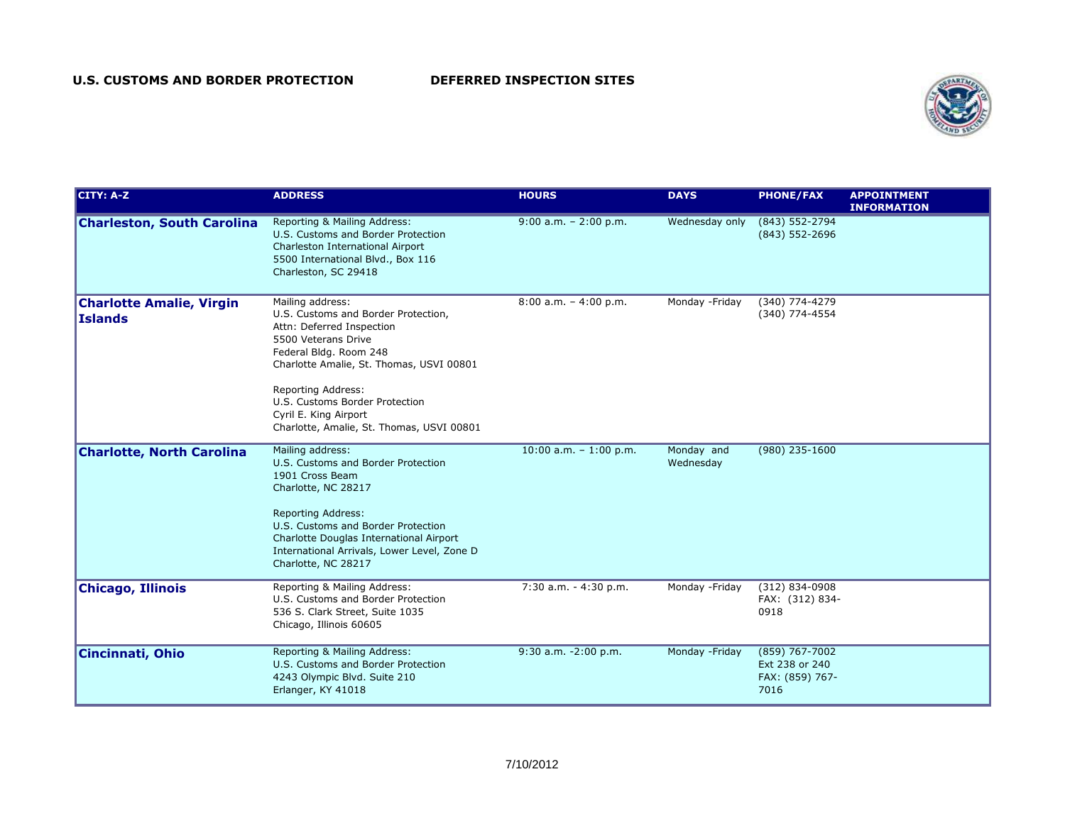**U.S. CUSTOMS AND BORDER PROTECTION** **DEFERRED INSPECTION SITES**

| CITY: A-Z | ADDRESS | HOURS | DAYS | PHONE/FAX | APPOINTMENT INFORMATION |
|---|---|---|---|---|---|
| **Charleston, South Carolina** | Reporting & Mailing Address:<br>U.S. Customs and Border Protection<br>Charleston International Airport<br>5500 International Blvd., Box 116<br>Charleston, SC 29418 | 9:00 a.m. – 2:00 p.m. | Wednesday only | (843) 552-2794<br>(843) 552-2696 | |
| **Charlotte Amalie, Virgin Islands** | Mailing address:<br>U.S. Customs and Border Protection,<br>Attn: Deferred Inspection<br>5500 Veterans Drive<br>Federal Bldg. Room 248<br>Charlotte Amalie, St. Thomas, USVI 00801<br><br>Reporting Address:<br>U.S. Customs Border Protection<br>Cyril E. King Airport<br>Charlotte, Amalie, St. Thomas, USVI 00801 | 8:00 a.m. – 4:00 p.m. | Monday -Friday | (340) 774-4279<br>(340) 774-4554 | |
| **Charlotte, North Carolina** | Mailing address:<br>U.S. Customs and Border Protection<br>1901 Cross Beam<br>Charlotte, NC 28217<br><br>Reporting Address:<br>U.S. Customs and Border Protection<br>Charlotte Douglas International Airport<br>International Arrivals, Lower Level, Zone D<br>Charlotte, NC 28217 | 10:00 a.m. – 1:00 p.m. | Monday and Wednesday | (980) 235-1600 | |
| **Chicago, Illinois** | Reporting & Mailing Address:<br>U.S. Customs and Border Protection<br>536 S. Clark Street, Suite 1035<br>Chicago, Illinois 60605 | 7:30 a.m. - 4:30 p.m. | Monday -Friday | (312) 834-0908<br>FAX: (312) 834-0918 | |
| **Cincinnati, Ohio** | Reporting & Mailing Address:<br>U.S. Customs and Border Protection<br>4243 Olympic Blvd. Suite 210<br>Erlanger, KY 41018 | 9:30 a.m. -2:00 p.m. | Monday -Friday | (859) 767-7002<br>Ext 238 or 240<br>FAX: (859) 767-7016 | |

7/10/2012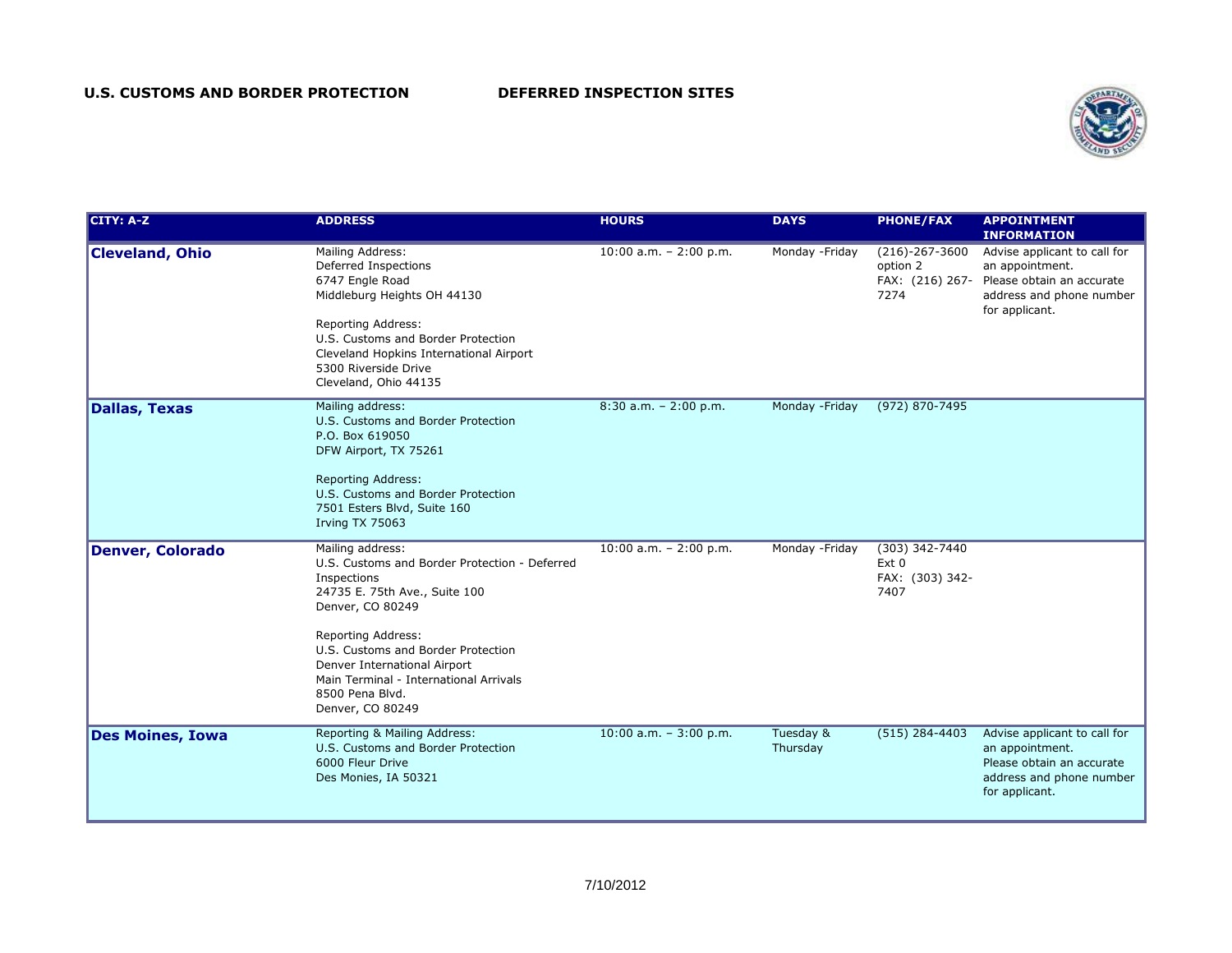**U.S. CUSTOMS AND BORDER PROTECTION** **DEFERRED INSPECTION SITES**

| CITY: A-Z | ADDRESS | HOURS | DAYS | PHONE/FAX | APPOINTMENT INFORMATION |
|---|---|---|---|---|---|
| **Cleveland, Ohio** | Mailing Address:<br>Deferred Inspections<br>6747 Engle Road<br>Middleburg Heights OH 44130<br><br>Reporting Address:<br>U.S. Customs and Border Protection<br>Cleveland Hopkins International Airport<br>5300 Riverside Drive<br>Cleveland, Ohio 44135 | 10:00 a.m. – 2:00 p.m. | Monday -Friday | (216)-267-3600 option 2<br>FAX: (216) 267-7274 | Advise applicant to call for an appointment. Please obtain an accurate address and phone number for applicant. |
| **Dallas, Texas** | Mailing address:<br>U.S. Customs and Border Protection<br>P.O. Box 619050<br>DFW Airport, TX 75261<br><br>Reporting Address:<br>U.S. Customs and Border Protection<br>7501 Esters Blvd, Suite 160<br>Irving TX 75063 | 8:30 a.m. – 2:00 p.m. | Monday -Friday | (972) 870-7495 | |
| **Denver, Colorado** | Mailing address:<br>U.S. Customs and Border Protection - Deferred Inspections<br>24735 E. 75th Ave., Suite 100<br>Denver, CO 80249<br><br>Reporting Address:<br>U.S. Customs and Border Protection<br>Denver International Airport<br>Main Terminal - International Arrivals<br>8500 Pena Blvd.<br>Denver, CO 80249 | 10:00 a.m. – 2:00 p.m. | Monday -Friday | (303) 342-7440 Ext 0<br>FAX: (303) 342-7407 | |
| **Des Moines, Iowa** | Reporting & Mailing Address:<br>U.S. Customs and Border Protection<br>6000 Fleur Drive<br>Des Monies, IA 50321 | 10:00 a.m. – 3:00 p.m. | Tuesday & Thursday | (515) 284-4403 | Advise applicant to call for an appointment. Please obtain an accurate address and phone number for applicant. |

7/10/2012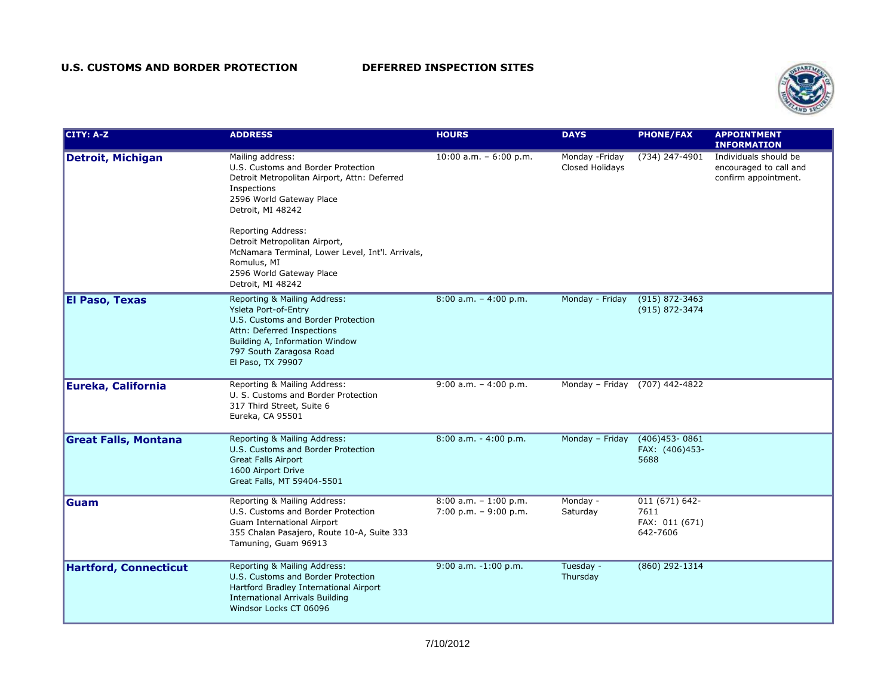**U.S. CUSTOMS AND BORDER PROTECTION** **DEFERRED INSPECTION SITES**

| CITY: A-Z | ADDRESS | HOURS | DAYS | PHONE/FAX | APPOINTMENT INFORMATION |
|---|---|---|---|---|---|
| **Detroit, Michigan** | Mailing address:<br>U.S. Customs and Border Protection<br>Detroit Metropolitan Airport, Attn: Deferred Inspections<br>2596 World Gateway Place<br>Detroit, MI 48242<br><br>Reporting Address:<br>Detroit Metropolitan Airport,<br>McNamara Terminal, Lower Level, Int'l. Arrivals, Romulus, MI<br>2596 World Gateway Place<br>Detroit, MI 48242 | 10:00 a.m. – 6:00 p.m. | Monday -Friday<br>Closed Holidays | (734) 247-4901 | Individuals should be encouraged to call and confirm appointment. |
| **El Paso, Texas** | Reporting & Mailing Address:<br>Ysleta Port-of-Entry<br>U.S. Customs and Border Protection<br>Attn: Deferred Inspections<br>Building A, Information Window<br>797 South Zaragosa Road<br>El Paso, TX 79907 | 8:00 a.m. – 4:00 p.m. | Monday - Friday | (915) 872-3463<br>(915) 872-3474 | |
| **Eureka, California** | Reporting & Mailing Address:<br>U. S. Customs and Border Protection<br>317 Third Street, Suite 6<br>Eureka, CA 95501 | 9:00 a.m. – 4:00 p.m. | Monday – Friday | (707) 442-4822 | |
| **Great Falls, Montana** | Reporting & Mailing Address:<br>U.S. Customs and Border Protection<br>Great Falls Airport<br>1600 Airport Drive<br>Great Falls, MT 59404-5501 | 8:00 a.m. - 4:00 p.m. | Monday – Friday | (406)453- 0861<br>FAX: (406)453-5688 | |
| **Guam** | Reporting & Mailing Address:<br>U.S. Customs and Border Protection<br>Guam International Airport<br>355 Chalan Pasajero, Route 10-A, Suite 333<br>Tamuning, Guam 96913 | 8:00 a.m. – 1:00 p.m.<br>7:00 p.m. – 9:00 p.m. | Monday - Saturday | 011 (671) 642-7611<br>FAX: 011 (671) 642-7606 | |
| **Hartford, Connecticut** | Reporting & Mailing Address:<br>U.S. Customs and Border Protection<br>Hartford Bradley International Airport<br>International Arrivals Building<br>Windsor Locks CT 06096 | 9:00 a.m. -1:00 p.m. | Tuesday - Thursday | (860) 292-1314 | |

7/10/2012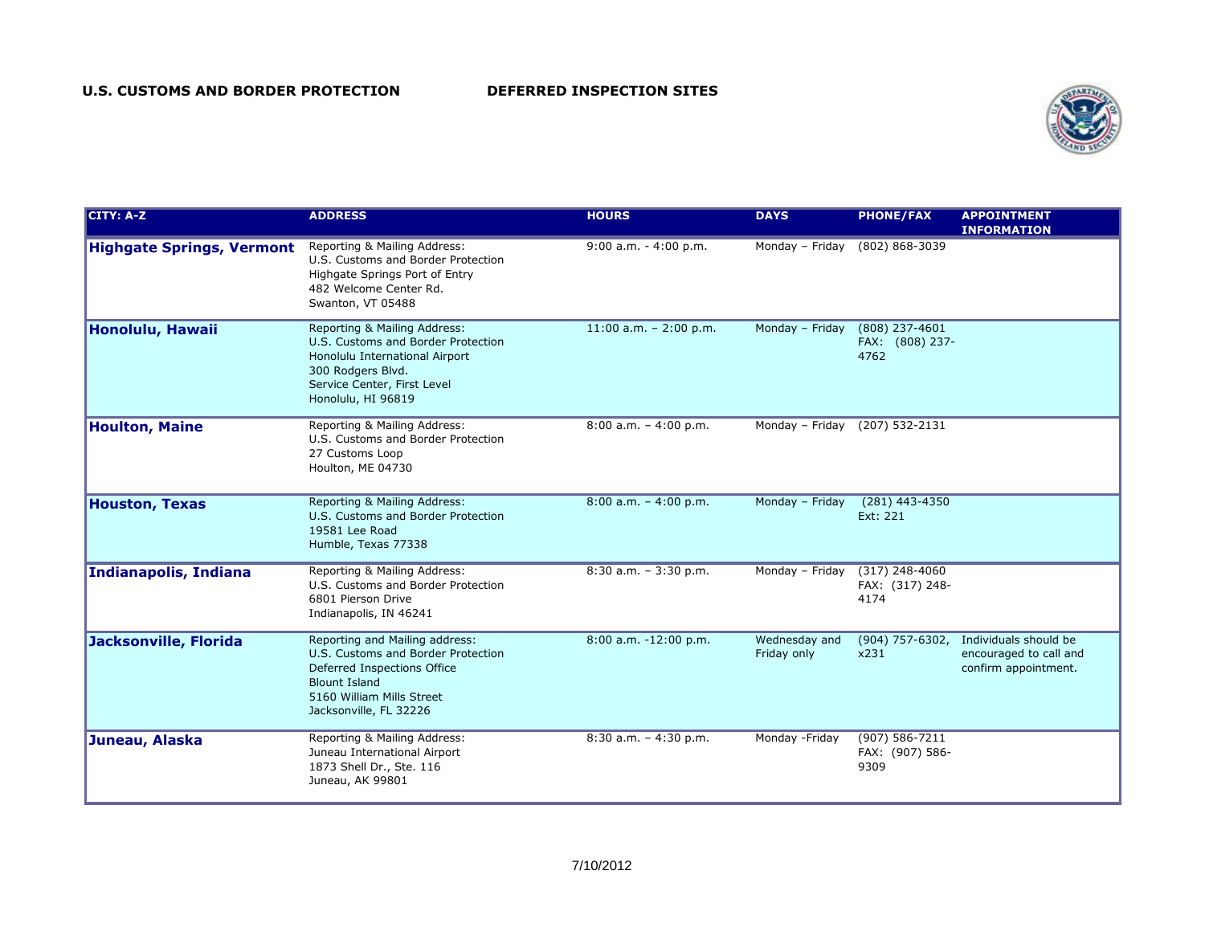**U.S. CUSTOMS AND BORDER PROTECTION** **DEFERRED INSPECTION SITES**

| CITY: A-Z | ADDRESS | HOURS | DAYS | PHONE/FAX | APPOINTMENT INFORMATION |
|---|---|---|---|---|---|
| **Highgate Springs, Vermont** | Reporting & Mailing Address:<br>U.S. Customs and Border Protection<br>Highgate Springs Port of Entry<br>482 Welcome Center Rd.<br>Swanton, VT 05488 | 9:00 a.m. - 4:00 p.m. | Monday – Friday | (802) 868-3039 | |
| **Honolulu, Hawaii** | Reporting & Mailing Address:<br>U.S. Customs and Border Protection<br>Honolulu International Airport<br>300 Rodgers Blvd.<br>Service Center, First Level<br>Honolulu, HI 96819 | 11:00 a.m. – 2:00 p.m. | Monday – Friday | (808) 237-4601<br>FAX: (808) 237-4762 | |
| **Houlton, Maine** | Reporting & Mailing Address:<br>U.S. Customs and Border Protection<br>27 Customs Loop<br>Houlton, ME 04730 | 8:00 a.m. – 4:00 p.m. | Monday – Friday | (207) 532-2131 | |
| **Houston, Texas** | Reporting & Mailing Address:<br>U.S. Customs and Border Protection<br>19581 Lee Road<br>Humble, Texas 77338 | 8:00 a.m. – 4:00 p.m. | Monday – Friday | (281) 443-4350<br>Ext: 221 | |
| **Indianapolis, Indiana** | Reporting & Mailing Address:<br>U.S. Customs and Border Protection<br>6801 Pierson Drive<br>Indianapolis, IN 46241 | 8:30 a.m. – 3:30 p.m. | Monday – Friday | (317) 248-4060<br>FAX: (317) 248-4174 | |
| **Jacksonville, Florida** | Reporting and Mailing address:<br>U.S. Customs and Border Protection<br>Deferred Inspections Office<br>Blount Island<br>5160 William Mills Street<br>Jacksonville, FL 32226 | 8:00 a.m. -12:00 p.m. | Wednesday and Friday only | (904) 757-6302, x231 | Individuals should be encouraged to call and confirm appointment. |
| **Juneau, Alaska** | Reporting & Mailing Address:<br>Juneau International Airport<br>1873 Shell Dr., Ste. 116<br>Juneau, AK 99801 | 8:30 a.m. – 4:30 p.m. | Monday -Friday | (907) 586-7211<br>FAX: (907) 586-9309 | |

7/10/2012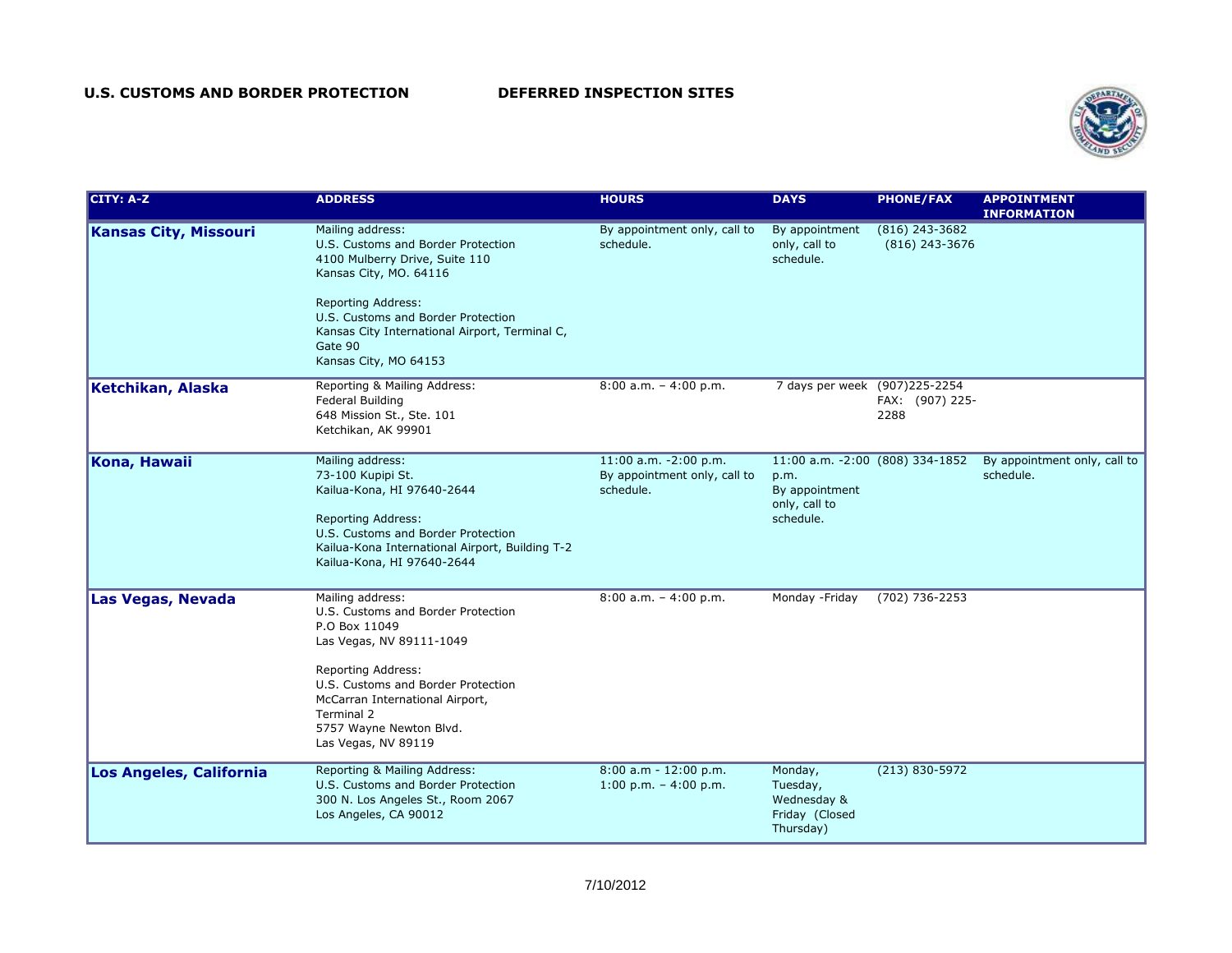**U.S. CUSTOMS AND BORDER PROTECTION** **DEFERRED INSPECTION SITES**

| CITY: A-Z | ADDRESS | HOURS | DAYS | PHONE/FAX | APPOINTMENT INFORMATION |
|---|---|---|---|---|---|
| **Kansas City, Missouri** | Mailing address:<br>U.S. Customs and Border Protection<br>4100 Mulberry Drive, Suite 110<br>Kansas City, MO. 64116<br><br>Reporting Address:<br>U.S. Customs and Border Protection<br>Kansas City International Airport, Terminal C, Gate 90<br>Kansas City, MO 64153 | By appointment only, call to schedule. | By appointment only, call to schedule. | (816) 243-3682<br>(816) 243-3676 | |
| **Ketchikan, Alaska** | Reporting & Mailing Address:<br>Federal Building<br>648 Mission St., Ste. 101<br>Ketchikan, AK 99901 | 8:00 a.m. – 4:00 p.m. | 7 days per week | (907)225-2254<br>FAX: (907) 225-2288 | |
| **Kona, Hawaii** | Mailing address:<br>73-100 Kupipi St.<br>Kailua-Kona, HI 97640-2644<br><br>Reporting Address:<br>U.S. Customs and Border Protection<br>Kailua-Kona International Airport, Building T-2<br>Kailua-Kona, HI 97640-2644 | 11:00 a.m. -2:00 p.m.<br>By appointment only, call to schedule. | 11:00 a.m. -2:00 p.m.<br>By appointment only, call to schedule. | (808) 334-1852 | By appointment only, call to schedule. |
| **Las Vegas, Nevada** | Mailing address:<br>U.S. Customs and Border Protection<br>P.O Box 11049<br>Las Vegas, NV 89111-1049<br><br>Reporting Address:<br>U.S. Customs and Border Protection<br>McCarran International Airport,<br>Terminal 2<br>5757 Wayne Newton Blvd.<br>Las Vegas, NV 89119 | 8:00 a.m. – 4:00 p.m. | Monday -Friday | (702) 736-2253 | |
| **Los Angeles, California** | Reporting & Mailing Address:<br>U.S. Customs and Border Protection<br>300 N. Los Angeles St., Room 2067<br>Los Angeles, CA 90012 | 8:00 a.m - 12:00 p.m.<br>1:00 p.m. – 4:00 p.m. | Monday, Tuesday, Wednesday & Friday (Closed Thursday) | (213) 830-5972 | |

7/10/2012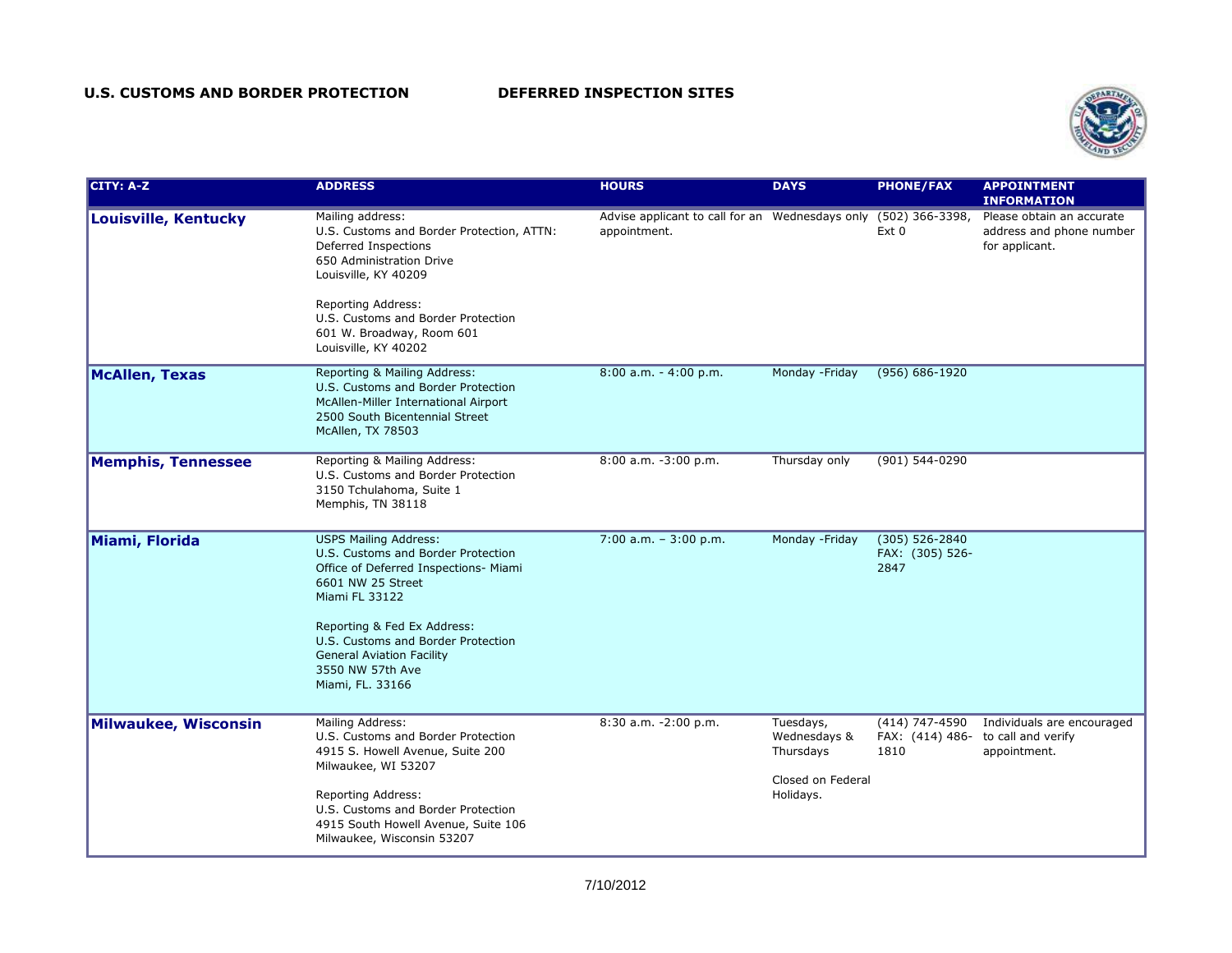**U.S. CUSTOMS AND BORDER PROTECTION** **DEFERRED INSPECTION SITES**

| CITY: A-Z | ADDRESS | HOURS | DAYS | PHONE/FAX | APPOINTMENT INFORMATION |
|---|---|---|---|---|---|
| **Louisville, Kentucky** | Mailing address:<br>U.S. Customs and Border Protection, ATTN: Deferred Inspections<br>650 Administration Drive<br>Louisville, KY 40209<br><br>Reporting Address:<br>U.S. Customs and Border Protection<br>601 W. Broadway, Room 601<br>Louisville, KY 40202 | Advise applicant to call for an appointment. | Wednesdays only | (502) 366-3398, Ext 0 | Please obtain an accurate address and phone number for applicant. |
| **McAllen, Texas** | Reporting & Mailing Address:<br>U.S. Customs and Border Protection<br>McAllen-Miller International Airport<br>2500 South Bicentennial Street<br>McAllen, TX 78503 | 8:00 a.m. - 4:00 p.m. | Monday -Friday | (956) 686-1920 | |
| **Memphis, Tennessee** | Reporting & Mailing Address:<br>U.S. Customs and Border Protection<br>3150 Tchulahoma, Suite 1<br>Memphis, TN 38118 | 8:00 a.m. -3:00 p.m. | Thursday only | (901) 544-0290 | |
| **Miami, Florida** | USPS Mailing Address:<br>U.S. Customs and Border Protection<br>Office of Deferred Inspections- Miami<br>6601 NW 25 Street<br>Miami FL 33122<br><br>Reporting & Fed Ex Address:<br>U.S. Customs and Border Protection<br>General Aviation Facility<br>3550 NW 57th Ave<br>Miami, FL. 33166 | 7:00 a.m. – 3:00 p.m. | Monday -Friday | (305) 526-2840<br>FAX: (305) 526-2847 | |
| **Milwaukee, Wisconsin** | Mailing Address:<br>U.S. Customs and Border Protection<br>4915 S. Howell Avenue, Suite 200<br>Milwaukee, WI 53207<br><br>Reporting Address:<br>U.S. Customs and Border Protection<br>4915 South Howell Avenue, Suite 106<br>Milwaukee, Wisconsin 53207 | 8:30 a.m. -2:00 p.m. | Tuesdays, Wednesdays & Thursdays<br><br>Closed on Federal Holidays. | (414) 747-4590<br>FAX: (414) 486-1810 | Individuals are encouraged to call and verify appointment. |

7/10/2012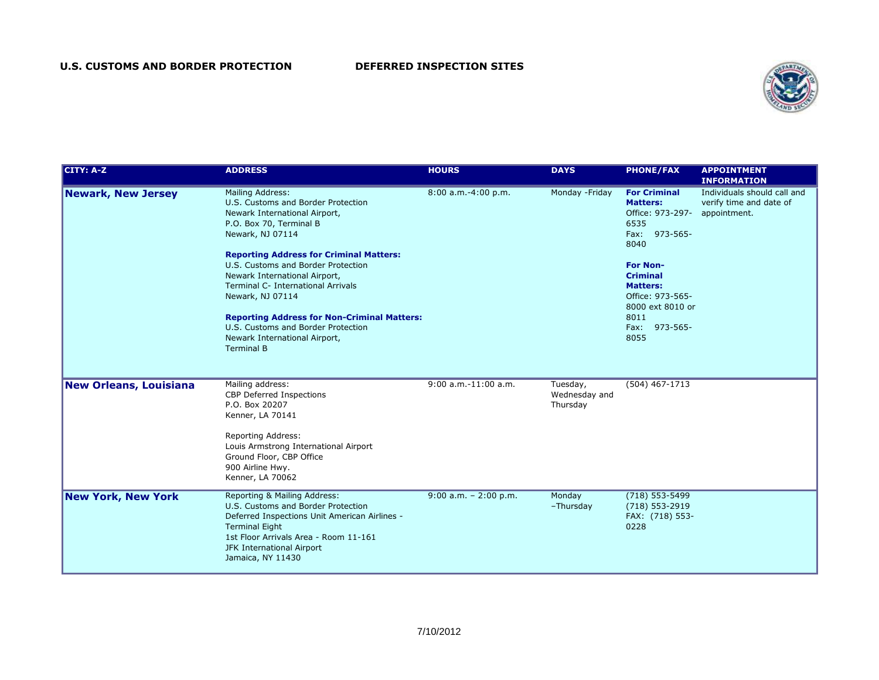**U.S. CUSTOMS AND BORDER PROTECTION** **DEFERRED INSPECTION SITES**

| CITY: A-Z | ADDRESS | HOURS | DAYS | PHONE/FAX | APPOINTMENT INFORMATION |
|---|---|---|---|---|---|
| **Newark, New Jersey** | Mailing Address:<br>U.S. Customs and Border Protection<br>Newark International Airport,<br>P.O. Box 70, Terminal B<br>Newark, NJ 07114<br><br>**Reporting Address for Criminal Matters:**<br>U.S. Customs and Border Protection<br>Newark International Airport,<br>Terminal C- International Arrivals<br>Newark, NJ 07114<br><br>**Reporting Address for Non-Criminal Matters:**<br>U.S. Customs and Border Protection<br>Newark International Airport,<br>Terminal B | 8:00 a.m.-4:00 p.m. | Monday -Friday | **For Criminal Matters:**<br>Office: 973-297-6535<br>Fax: 973-565-8040<br><br>**For Non-Criminal Matters:**<br>Office: 973-565-8000 ext 8010 or 8011<br>Fax: 973-565-8055 | Individuals should call and verify time and date of appointment. |
| **New Orleans, Louisiana** | Mailing address:<br>CBP Deferred Inspections<br>P.O. Box 20207<br>Kenner, LA 70141<br><br>Reporting Address:<br>Louis Armstrong International Airport<br>Ground Floor, CBP Office<br>900 Airline Hwy.<br>Kenner, LA 70062 | 9:00 a.m.-11:00 a.m. | Tuesday, Wednesday and Thursday | (504) 467-1713 | |
| **New York, New York** | Reporting & Mailing Address:<br>U.S. Customs and Border Protection<br>Deferred Inspections Unit American Airlines - Terminal Eight<br>1st Floor Arrivals Area - Room 11-161<br>JFK International Airport<br>Jamaica, NY 11430 | 9:00 a.m. – 2:00 p.m. | Monday –Thursday | (718) 553-5499<br>(718) 553-2919<br>FAX: (718) 553-0228 | |

7/10/2012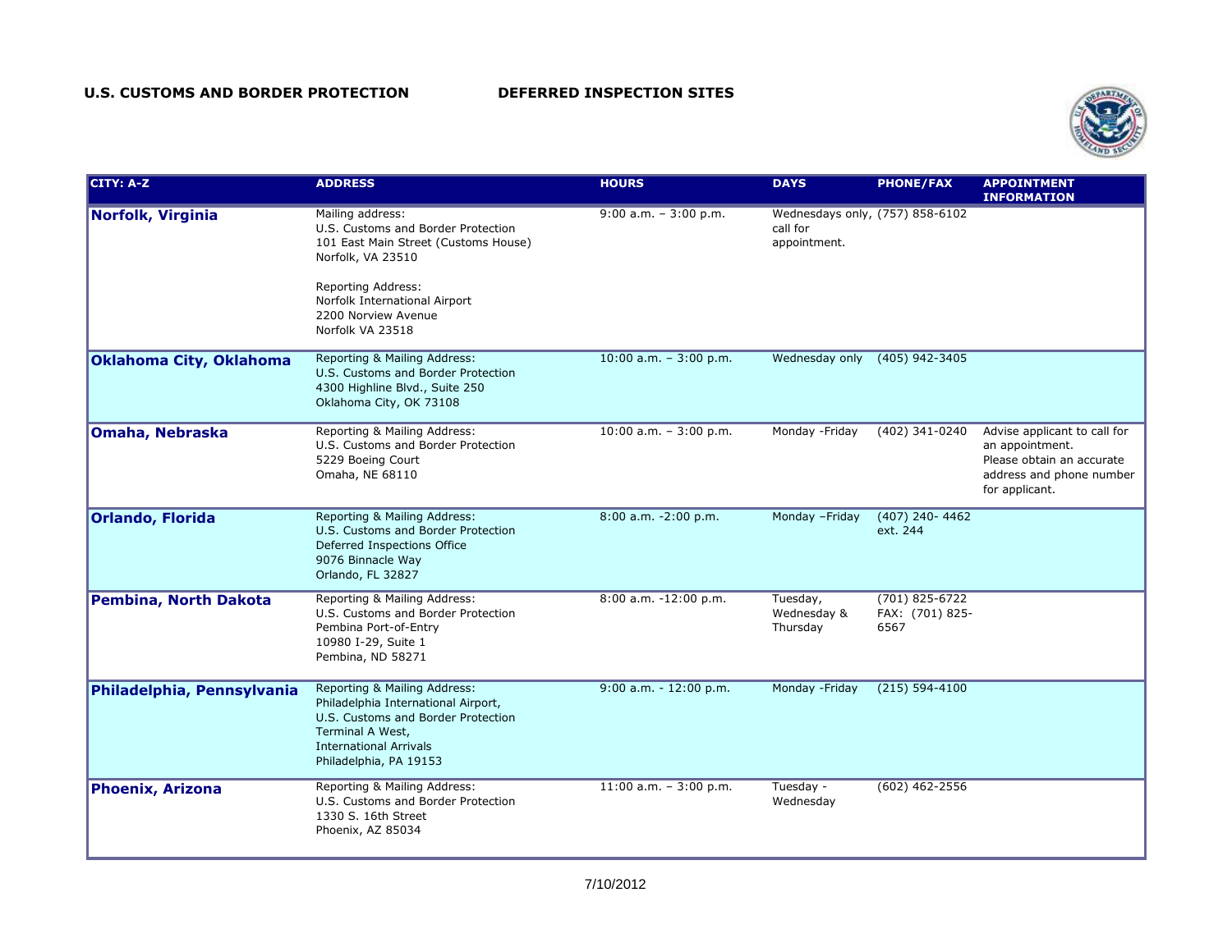**U.S. CUSTOMS AND BORDER PROTECTION** **DEFERRED INSPECTION SITES**

| CITY: A-Z | ADDRESS | HOURS | DAYS | PHONE/FAX | APPOINTMENT INFORMATION |
|---|---|---|---|---|---|
| **Norfolk, Virginia** | Mailing address:<br>U.S. Customs and Border Protection<br>101 East Main Street (Customs House)<br>Norfolk, VA 23510<br><br>Reporting Address:<br>Norfolk International Airport<br>2200 Norview Avenue<br>Norfolk VA 23518 | 9:00 a.m. – 3:00 p.m. | Wednesdays only, call for appointment. | (757) 858-6102 | |
| **Oklahoma City, Oklahoma** | Reporting & Mailing Address:<br>U.S. Customs and Border Protection<br>4300 Highline Blvd., Suite 250<br>Oklahoma City, OK 73108 | 10:00 a.m. – 3:00 p.m. | Wednesday only | (405) 942-3405 | |
| **Omaha, Nebraska** | Reporting & Mailing Address:<br>U.S. Customs and Border Protection<br>5229 Boeing Court<br>Omaha, NE 68110 | 10:00 a.m. – 3:00 p.m. | Monday -Friday | (402) 341-0240 | Advise applicant to call for an appointment. Please obtain an accurate address and phone number for applicant. |
| **Orlando, Florida** | Reporting & Mailing Address:<br>U.S. Customs and Border Protection<br>Deferred Inspections Office<br>9076 Binnacle Way<br>Orlando, FL 32827 | 8:00 a.m. -2:00 p.m. | Monday –Friday | (407) 240- 4462 ext. 244 | |
| **Pembina, North Dakota** | Reporting & Mailing Address:<br>U.S. Customs and Border Protection<br>Pembina Port-of-Entry<br>10980 I-29, Suite 1<br>Pembina, ND 58271 | 8:00 a.m. -12:00 p.m. | Tuesday, Wednesday & Thursday | (701) 825-6722<br>FAX: (701) 825-6567 | |
| **Philadelphia, Pennsylvania** | Reporting & Mailing Address:<br>Philadelphia International Airport,<br>U.S. Customs and Border Protection<br>Terminal A West,<br>International Arrivals<br>Philadelphia, PA 19153 | 9:00 a.m. - 12:00 p.m. | Monday -Friday | (215) 594-4100 | |
| **Phoenix, Arizona** | Reporting & Mailing Address:<br>U.S. Customs and Border Protection<br>1330 S. 16th Street<br>Phoenix, AZ 85034 | 11:00 a.m. – 3:00 p.m. | Tuesday - Wednesday | (602) 462-2556 | |

7/10/2012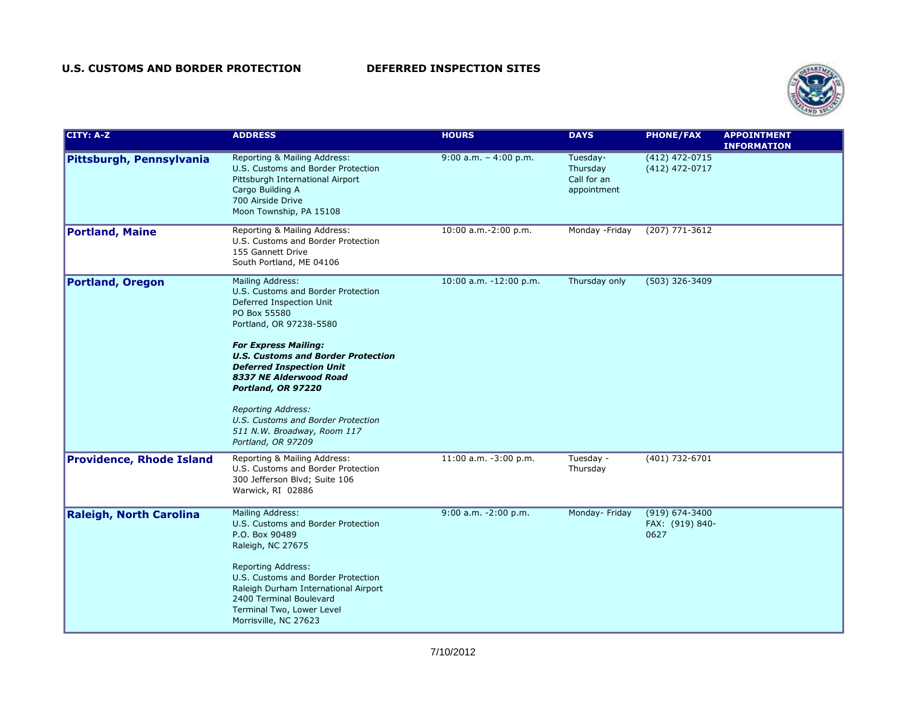**U.S. CUSTOMS AND BORDER PROTECTION** **DEFERRED INSPECTION SITES**

| CITY: A-Z | ADDRESS | HOURS | DAYS | PHONE/FAX | APPOINTMENT INFORMATION |
|---|---|---|---|---|---|
| **Pittsburgh, Pennsylvania** | Reporting & Mailing Address:<br>U.S. Customs and Border Protection<br>Pittsburgh International Airport<br>Cargo Building A<br>700 Airside Drive<br>Moon Township, PA 15108 | 9:00 a.m. – 4:00 p.m. | Tuesday-Thursday<br>Call for an appointment | (412) 472-0715<br>(412) 472-0717 | |
| **Portland, Maine** | Reporting & Mailing Address:<br>U.S. Customs and Border Protection<br>155 Gannett Drive<br>South Portland, ME 04106 | 10:00 a.m.-2:00 p.m. | Monday -Friday | (207) 771-3612 | |
| **Portland, Oregon** | Mailing Address:<br>U.S. Customs and Border Protection<br>Deferred Inspection Unit<br>PO Box 55580<br>Portland, OR 97238-5580<br><br>***For Express Mailing:***<br>***U.S. Customs and Border Protection***<br>***Deferred Inspection Unit***<br>***8337 NE Alderwood Road***<br>***Portland, OR 97220***<br><br>*Reporting Address:*<br>*U.S. Customs and Border Protection*<br>*511 N.W. Broadway, Room 117*<br>*Portland, OR 97209* | 10:00 a.m. -12:00 p.m. | Thursday only | (503) 326-3409 | |
| **Providence, Rhode Island** | Reporting & Mailing Address:<br>U.S. Customs and Border Protection<br>300 Jefferson Blvd; Suite 106<br>Warwick, RI 02886 | 11:00 a.m. -3:00 p.m. | Tuesday - Thursday | (401) 732-6701 | |
| **Raleigh, North Carolina** | Mailing Address:<br>U.S. Customs and Border Protection<br>P.O. Box 90489<br>Raleigh, NC 27675<br><br>Reporting Address:<br>U.S. Customs and Border Protection<br>Raleigh Durham International Airport<br>2400 Terminal Boulevard<br>Terminal Two, Lower Level<br>Morrisville, NC 27623 | 9:00 a.m. -2:00 p.m. | Monday- Friday | (919) 674-3400<br>FAX: (919) 840-0627 | |

7/10/2012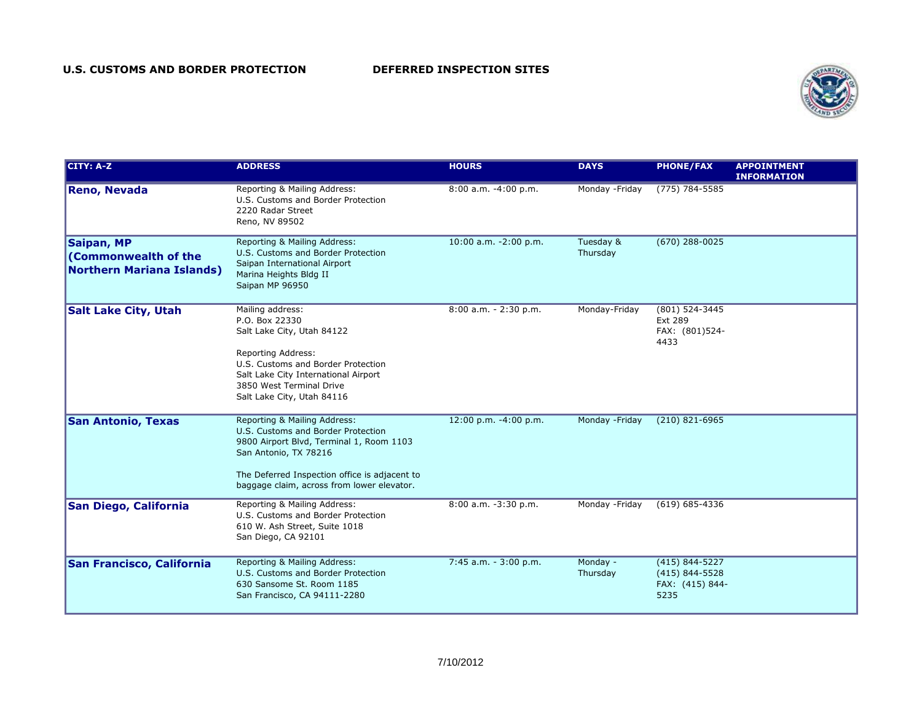**U.S. CUSTOMS AND BORDER PROTECTION** **DEFERRED INSPECTION SITES**

| CITY: A-Z | ADDRESS | HOURS | DAYS | PHONE/FAX | APPOINTMENT INFORMATION |
|---|---|---|---|---|---|
| **Reno, Nevada** | Reporting & Mailing Address:<br>U.S. Customs and Border Protection<br>2220 Radar Street<br>Reno, NV 89502 | 8:00 a.m. -4:00 p.m. | Monday -Friday | (775) 784-5585 | |
| **Saipan, MP (Commonwealth of the Northern Mariana Islands)** | Reporting & Mailing Address:<br>U.S. Customs and Border Protection<br>Saipan International Airport<br>Marina Heights Bldg II<br>Saipan MP 96950 | 10:00 a.m. -2:00 p.m. | Tuesday & Thursday | (670) 288-0025 | |
| **Salt Lake City, Utah** | Mailing address:<br>P.O. Box 22330<br>Salt Lake City, Utah 84122<br><br>Reporting Address:<br>U.S. Customs and Border Protection<br>Salt Lake City International Airport<br>3850 West Terminal Drive<br>Salt Lake City, Utah 84116 | 8:00 a.m. - 2:30 p.m. | Monday-Friday | (801) 524-3445 Ext 289<br>FAX: (801)524-4433 | |
| **San Antonio, Texas** | Reporting & Mailing Address:<br>U.S. Customs and Border Protection<br>9800 Airport Blvd, Terminal 1, Room 1103<br>San Antonio, TX 78216<br><br>The Deferred Inspection office is adjacent to baggage claim, across from lower elevator. | 12:00 p.m. -4:00 p.m. | Monday -Friday | (210) 821-6965 | |
| **San Diego, California** | Reporting & Mailing Address:<br>U.S. Customs and Border Protection<br>610 W. Ash Street, Suite 1018<br>San Diego, CA 92101 | 8:00 a.m. -3:30 p.m. | Monday -Friday | (619) 685-4336 | |
| **San Francisco, California** | Reporting & Mailing Address:<br>U.S. Customs and Border Protection<br>630 Sansome St. Room 1185<br>San Francisco, CA 94111-2280 | 7:45 a.m. - 3:00 p.m. | Monday - Thursday | (415) 844-5227<br>(415) 844-5528<br>FAX: (415) 844-5235 | |

7/10/2012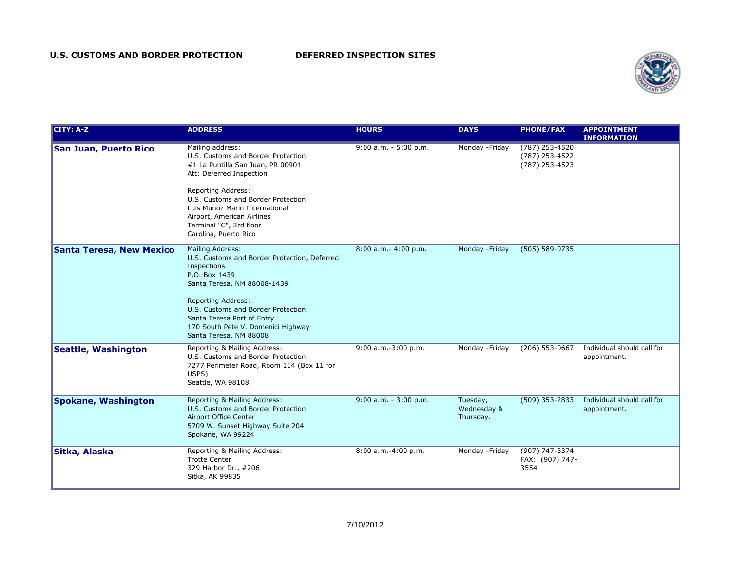**U.S. CUSTOMS AND BORDER PROTECTION** **DEFERRED INSPECTION SITES**

| CITY: A-Z | ADDRESS | HOURS | DAYS | PHONE/FAX | APPOINTMENT INFORMATION |
|---|---|---|---|---|---|
| **San Juan, Puerto Rico** | Mailing address:<br>U.S. Customs and Border Protection<br>#1 La Puntilla San Juan, PR 00901<br>Att: Deferred Inspection<br><br>Reporting Address:<br>U.S. Customs and Border Protection<br>Luis Munoz Marin International Airport, American Airlines Terminal "C", 3rd floor<br>Carolina, Puerto Rico | 9:00 a.m. - 5:00 p.m. | Monday -Friday | (787) 253-4520<br>(787) 253-4522<br>(787) 253-4523 | |
| **Santa Teresa, New Mexico** | Mailing Address:<br>U.S. Customs and Border Protection, Deferred Inspections<br>P.O. Box 1439<br>Santa Teresa, NM 88008-1439<br><br>Reporting Address:<br>U.S. Customs and Border Protection<br>Santa Teresa Port of Entry<br>170 South Pete V. Domenici Highway<br>Santa Teresa, NM 88008 | 8:00 a.m.- 4:00 p.m. | Monday -Friday | (505) 589-0735 | |
| **Seattle, Washington** | Reporting & Mailing Address:<br>U.S. Customs and Border Protection<br>7277 Perimeter Road, Room 114 (Box 11 for USPS)<br>Seattle, WA 98108 | 9:00 a.m.-3:00 p.m. | Monday -Friday | (206) 553-0667 | Individual should call for appointment. |
| **Spokane, Washington** | Reporting & Mailing Address:<br>U.S. Customs and Border Protection<br>Airport Office Center<br>5709 W. Sunset Highway Suite 204<br>Spokane, WA 99224 | 9:00 a.m. - 3:00 p.m. | Tuesday, Wednesday & Thursday. | (509) 353-2833 | Individual should call for appointment. |
| **Sitka, Alaska** | Reporting & Mailing Address:<br>Trotte Center<br>329 Harbor Dr., #206<br>Sitka, AK 99835 | 8:00 a.m.-4:00 p.m. | Monday -Friday | (907) 747-3374<br>FAX: (907) 747-3554 | |

7/10/2012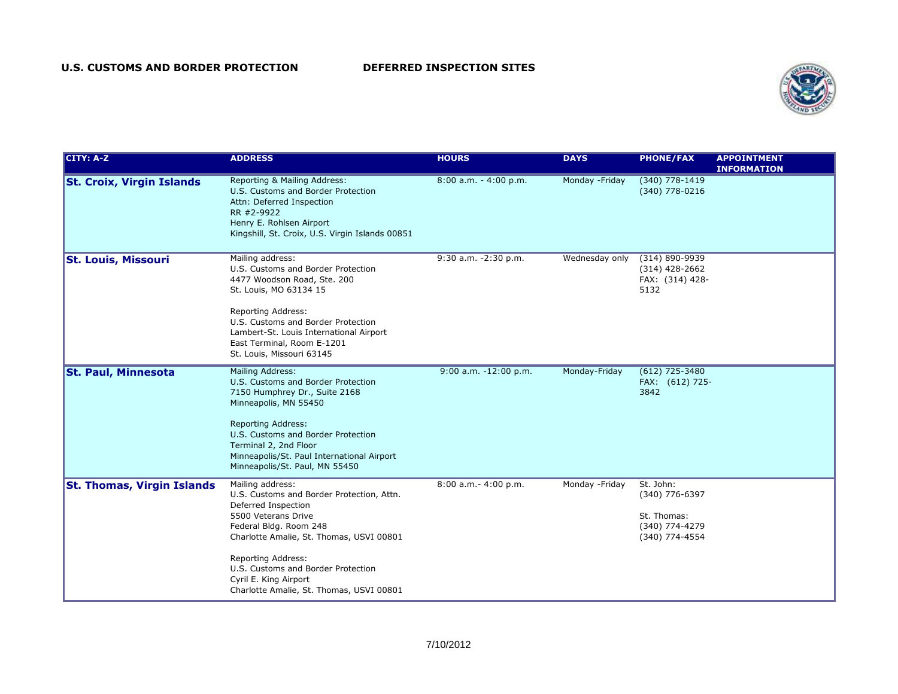**U.S. CUSTOMS AND BORDER PROTECTION** **DEFERRED INSPECTION SITES**

| CITY: A-Z | ADDRESS | HOURS | DAYS | PHONE/FAX | APPOINTMENT INFORMATION |
|---|---|---|---|---|---|
| **St. Croix, Virgin Islands** | Reporting & Mailing Address:<br>U.S. Customs and Border Protection<br>Attn: Deferred Inspection<br>RR #2-9922<br>Henry E. Rohlsen Airport<br>Kingshill, St. Croix, U.S. Virgin Islands 00851 | 8:00 a.m. - 4:00 p.m. | Monday -Friday | (340) 778-1419<br>(340) 778-0216 | |
| **St. Louis, Missouri** | Mailing address:<br>U.S. Customs and Border Protection<br>4477 Woodson Road, Ste. 200<br>St. Louis, MO 63134 15<br><br>Reporting Address:<br>U.S. Customs and Border Protection<br>Lambert-St. Louis International Airport<br>East Terminal, Room E-1201<br>St. Louis, Missouri 63145 | 9:30 a.m. -2:30 p.m. | Wednesday only | (314) 890-9939<br>(314) 428-2662<br>FAX: (314) 428-5132 | |
| **St. Paul, Minnesota** | Mailing Address:<br>U.S. Customs and Border Protection<br>7150 Humphrey Dr., Suite 2168<br>Minneapolis, MN 55450<br><br>Reporting Address:<br>U.S. Customs and Border Protection<br>Terminal 2, 2nd Floor<br>Minneapolis/St. Paul International Airport<br>Minneapolis/St. Paul, MN 55450 | 9:00 a.m. -12:00 p.m. | Monday-Friday | (612) 725-3480<br>FAX: (612) 725-3842 | |
| **St. Thomas, Virgin Islands** | Mailing address:<br>U.S. Customs and Border Protection, Attn. Deferred Inspection<br>5500 Veterans Drive<br>Federal Bldg. Room 248<br>Charlotte Amalie, St. Thomas, USVI 00801<br><br>Reporting Address:<br>U.S. Customs and Border Protection<br>Cyril E. King Airport<br>Charlotte Amalie, St. Thomas, USVI 00801 | 8:00 a.m.- 4:00 p.m. | Monday -Friday | St. John:<br>(340) 776-6397<br><br>St. Thomas:<br>(340) 774-4279<br>(340) 774-4554 | |

7/10/2012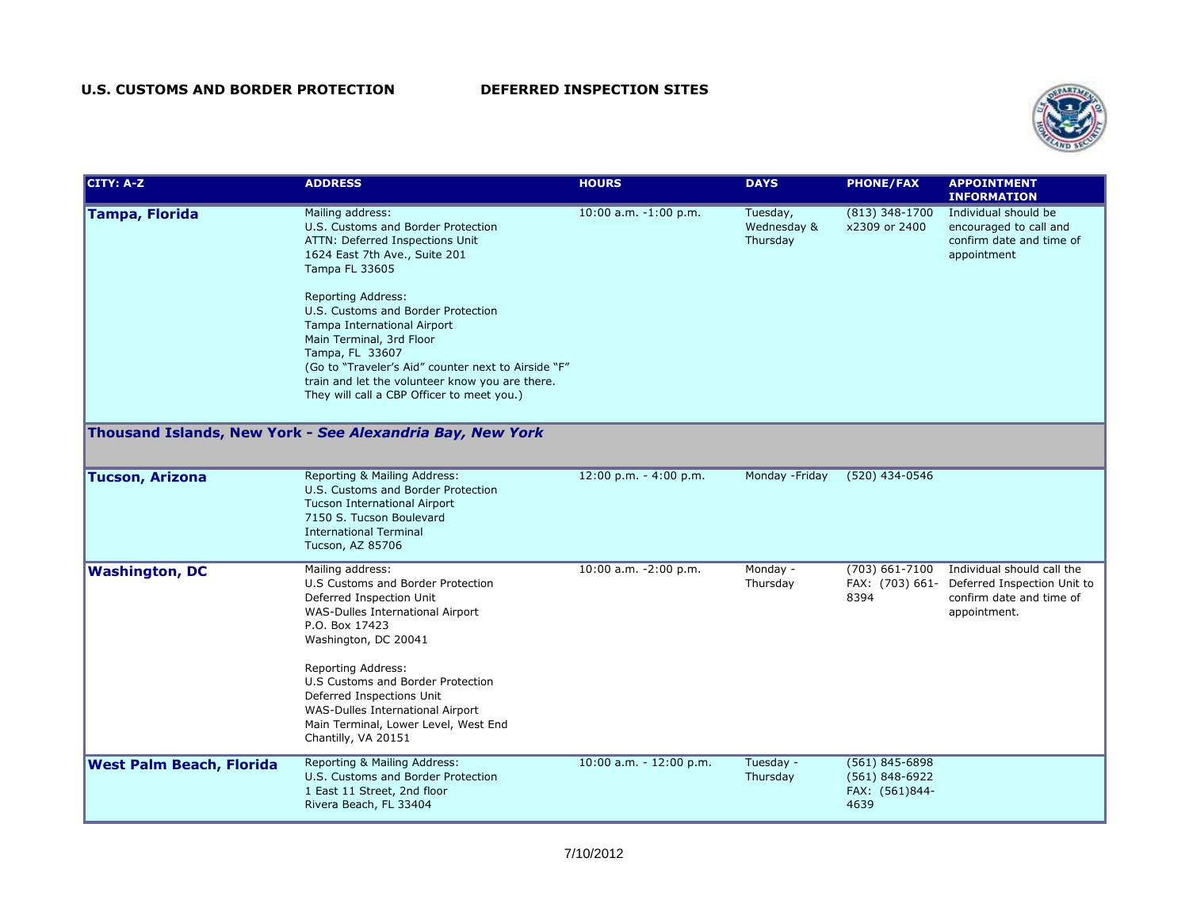**U.S. CUSTOMS AND BORDER PROTECTION** **DEFERRED INSPECTION SITES**

| CITY: A-Z | ADDRESS | HOURS | DAYS | PHONE/FAX | APPOINTMENT INFORMATION |
|---|---|---|---|---|---|
| **Tampa, Florida** | Mailing address:<br>U.S. Customs and Border Protection<br>ATTN: Deferred Inspections Unit<br>1624 East 7th Ave., Suite 201<br>Tampa FL 33605<br><br>Reporting Address:<br>U.S. Customs and Border Protection<br>Tampa International Airport<br>Main Terminal, 3rd Floor<br>Tampa, FL 33607<br>(Go to "Traveler's Aid" counter next to Airside "F" train and let the volunteer know you are there. They will call a CBP Officer to meet you.) | 10:00 a.m. -1:00 p.m. | Tuesday, Wednesday & Thursday | (813) 348-1700 x2309 or 2400 | Individual should be encouraged to call and confirm date and time of appointment |
| **Thousand Islands, New York - *See Alexandria Bay, New York*** | | | | | |
| **Tucson, Arizona** | Reporting & Mailing Address:<br>U.S. Customs and Border Protection<br>Tucson International Airport<br>7150 S. Tucson Boulevard<br>International Terminal<br>Tucson, AZ 85706 | 12:00 p.m. - 4:00 p.m. | Monday -Friday | (520) 434-0546 | |
| **Washington, DC** | Mailing address:<br>U.S Customs and Border Protection<br>Deferred Inspection Unit<br>WAS-Dulles International Airport<br>P.O. Box 17423<br>Washington, DC 20041<br><br>Reporting Address:<br>U.S Customs and Border Protection<br>Deferred Inspections Unit<br>WAS-Dulles International Airport<br>Main Terminal, Lower Level, West End<br>Chantilly, VA 20151 | 10:00 a.m. -2:00 p.m. | Monday - Thursday | (703) 661-7100<br>FAX: (703) 661-8394 | Individual should call the Deferred Inspection Unit to confirm date and time of appointment. |
| **West Palm Beach, Florida** | Reporting & Mailing Address:<br>U.S. Customs and Border Protection<br>1 East 11 Street, 2nd floor<br>Rivera Beach, FL 33404 | 10:00 a.m. - 12:00 p.m. | Tuesday - Thursday | (561) 845-6898<br>(561) 848-6922<br>FAX: (561)844-4639 | |

7/10/2012